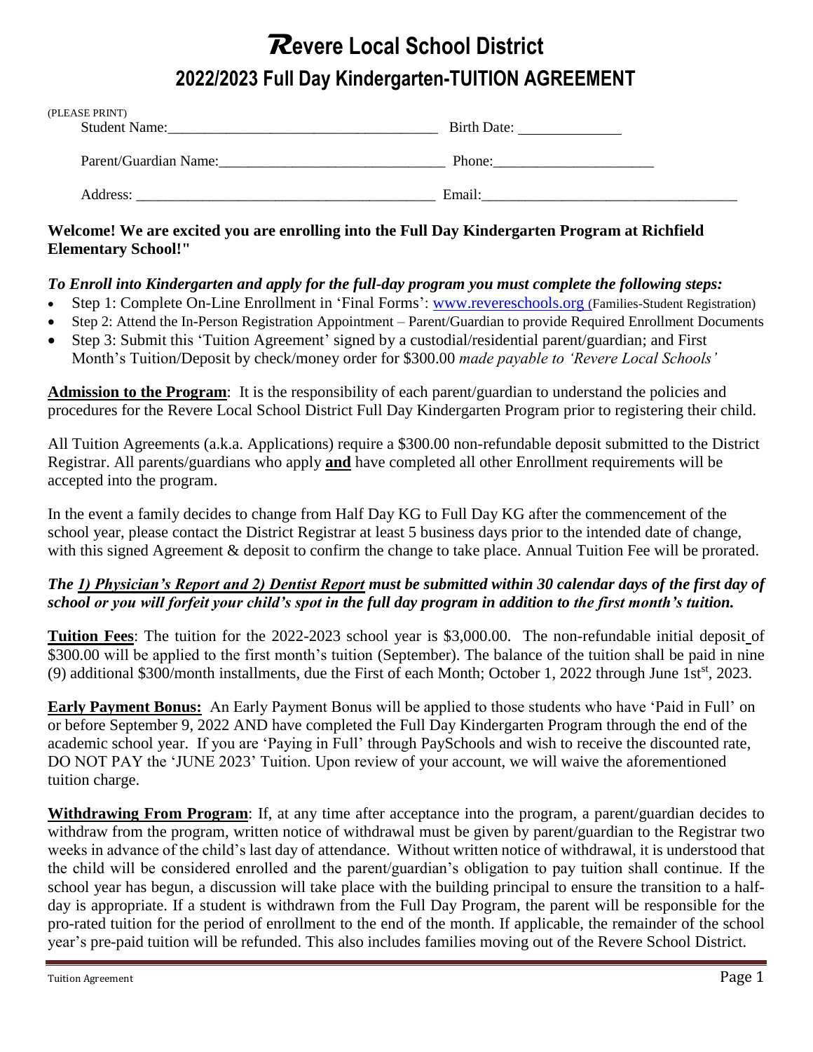// Revere Local School District

# Revere Local School District

## 2022/2023 Full Day Kindergarten-TUITION AGREEMENT

(PLEASE PRINT)

Student Name:____________________________________ Birth Date: ______________

Parent/Guardian Name:______________________________ Phone:______________________

Address: ________________________________________ Email:__________________________________

**Welcome! We are excited you are enrolling into the Full Day Kindergarten Program at Richfield Elementary School!"**

***To Enroll into Kindergarten and apply for the full-day program you must complete the following steps:***

- Step 1: Complete On-Line Enrollment in 'Final Forms': www.revereschools.org (Families-Student Registration)
- Step 2: Attend the In-Person Registration Appointment – Parent/Guardian to provide Required Enrollment Documents
- Step 3: Submit this 'Tuition Agreement' signed by a custodial/residential parent/guardian; and First Month's Tuition/Deposit by check/money order for $300.00 *made payable to 'Revere Local Schools'*

**Admission to the Program**: It is the responsibility of each parent/guardian to understand the policies and procedures for the Revere Local School District Full Day Kindergarten Program prior to registering their child.

All Tuition Agreements (a.k.a. Applications) require a $300.00 non-refundable deposit submitted to the District Registrar. All parents/guardians who apply **and** have completed all other Enrollment requirements will be accepted into the program.

In the event a family decides to change from Half Day KG to Full Day KG after the commencement of the school year, please contact the District Registrar at least 5 business days prior to the intended date of change, with this signed Agreement & deposit to confirm the change to take place. Annual Tuition Fee will be prorated.

***The 1) Physician's Report and 2) Dentist Report must be submitted within 30 calendar days of the first day of school or you will forfeit your child's spot in the full day program in addition to the first month's tuition.***

**Tuition Fees**: The tuition for the 2022-2023 school year is $3,000.00. The non-refundable initial deposit of $300.00 will be applied to the first month's tuition (September). The balance of the tuition shall be paid in nine (9) additional $300/month installments, due the First of each Month; October 1, 2022 through June 1st[st], 2023.

**Early Payment Bonus:** An Early Payment Bonus will be applied to those students who have 'Paid in Full' on or before September 9, 2022 AND have completed the Full Day Kindergarten Program through the end of the academic school year. If you are 'Paying in Full' through PaySchools and wish to receive the discounted rate, DO NOT PAY the 'JUNE 2023' Tuition. Upon review of your account, we will waive the aforementioned tuition charge.

**Withdrawing From Program**: If, at any time after acceptance into the program, a parent/guardian decides to withdraw from the program, written notice of withdrawal must be given by parent/guardian to the Registrar two weeks in advance of the child's last day of attendance. Without written notice of withdrawal, it is understood that the child will be considered enrolled and the parent/guardian's obligation to pay tuition shall continue. If the school year has begun, a discussion will take place with the building principal to ensure the transition to a half-day is appropriate. If a student is withdrawn from the Full Day Program, the parent will be responsible for the pro-rated tuition for the period of enrollment to the end of the month. If applicable, the remainder of the school year's pre-paid tuition will be refunded. This also includes families moving out of the Revere School District.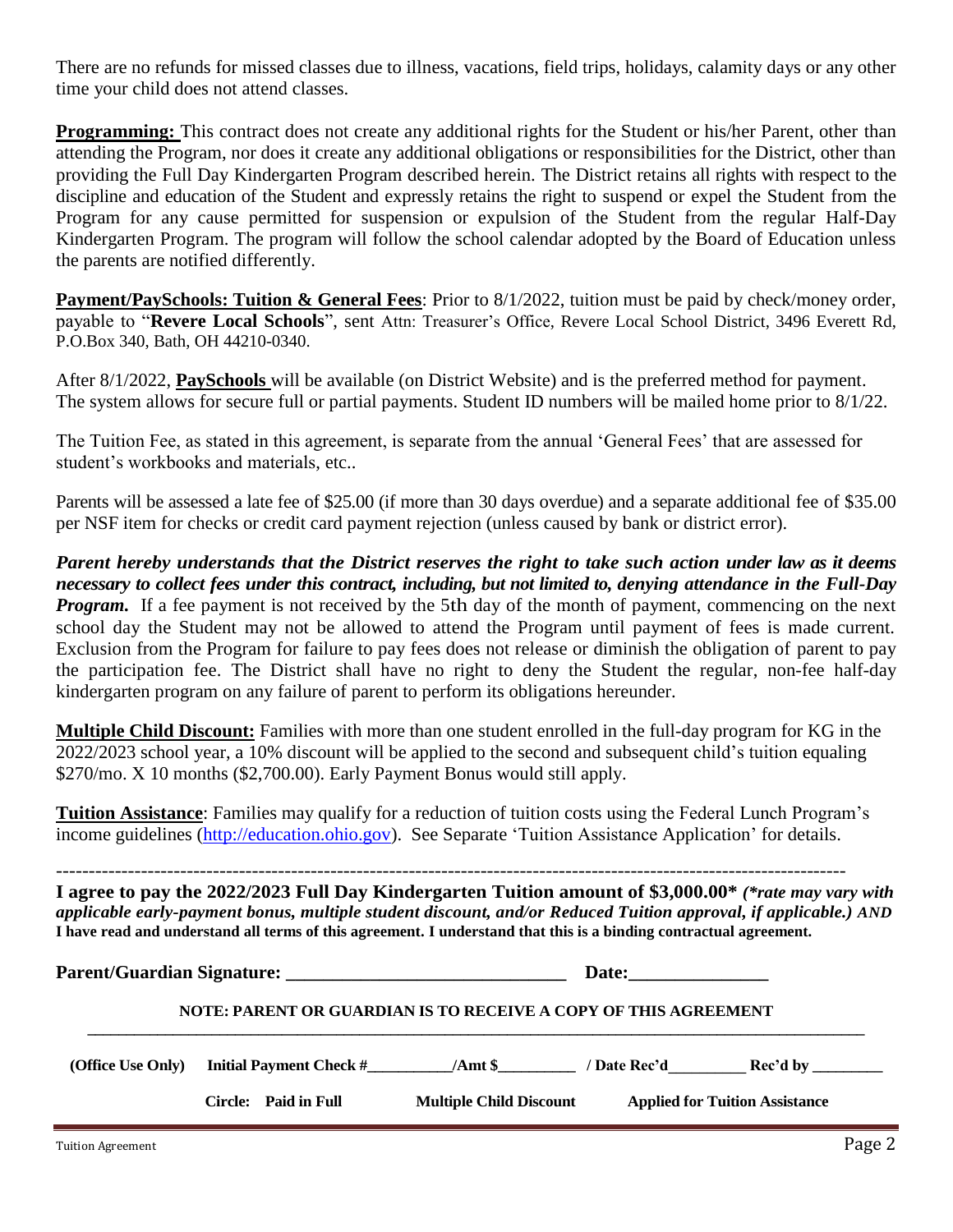There are no refunds for missed classes due to illness, vacations, field trips, holidays, calamity days or any other time your child does not attend classes.

**Programming:** This contract does not create any additional rights for the Student or his/her Parent, other than attending the Program, nor does it create any additional obligations or responsibilities for the District, other than providing the Full Day Kindergarten Program described herein. The District retains all rights with respect to the discipline and education of the Student and expressly retains the right to suspend or expel the Student from the Program for any cause permitted for suspension or expulsion of the Student from the regular Half-Day Kindergarten Program. The program will follow the school calendar adopted by the Board of Education unless the parents are notified differently.

**Payment/PaySchools: Tuition & General Fees**: Prior to 8/1/2022, tuition must be paid by check/money order, payable to "**Revere Local Schools**", sent Attn: Treasurer's Office, Revere Local School District, 3496 Everett Rd, P.O.Box 340, Bath, OH 44210-0340.

After 8/1/2022, **PaySchools** will be available (on District Website) and is the preferred method for payment. The system allows for secure full or partial payments. Student ID numbers will be mailed home prior to 8/1/22.

The Tuition Fee, as stated in this agreement, is separate from the annual 'General Fees' that are assessed for student's workbooks and materials, etc..

Parents will be assessed a late fee of $25.00 (if more than 30 days overdue) and a separate additional fee of $35.00 per NSF item for checks or credit card payment rejection (unless caused by bank or district error).

***Parent hereby understands that the District reserves the right to take such action under law as it deems necessary to collect fees under this contract, including, but not limited to, denying attendance in the Full-Day Program.*** If a fee payment is not received by the 5th day of the month of payment, commencing on the next school day the Student may not be allowed to attend the Program until payment of fees is made current. Exclusion from the Program for failure to pay fees does not release or diminish the obligation of parent to pay the participation fee. The District shall have no right to deny the Student the regular, non-fee half-day kindergarten program on any failure of parent to perform its obligations hereunder.

**Multiple Child Discount:** Families with more than one student enrolled in the full-day program for KG in the 2022/2023 school year, a 10% discount will be applied to the second and subsequent child's tuition equaling $270/mo. X 10 months ($2,700.00). Early Payment Bonus would still apply.

**Tuition Assistance**: Families may qualify for a reduction of tuition costs using the Federal Lunch Program's income guidelines (http://education.ohio.gov). See Separate 'Tuition Assistance Application' for details.

---

**I agree to pay the 2022/2023 Full Day Kindergarten Tuition amount of $3,000.00*** ***(\*rate may vary with applicable early-payment bonus, multiple student discount, and/or Reduced Tuition approval, if applicable.) AND*** **I have read and understand all terms of this agreement. I understand that this is a binding contractual agreement.**

**Parent/Guardian Signature: ______________________________ Date:_______________**

**NOTE: PARENT OR GUARDIAN IS TO RECEIVE A COPY OF THIS AGREEMENT**

---

**(Office Use Only) Initial Payment Check #__________/Amt $_________ / Date Rec'd_________ Rec'd by ________**

**Circle: Paid in Full Multiple Child Discount Applied for Tuition Assistance**